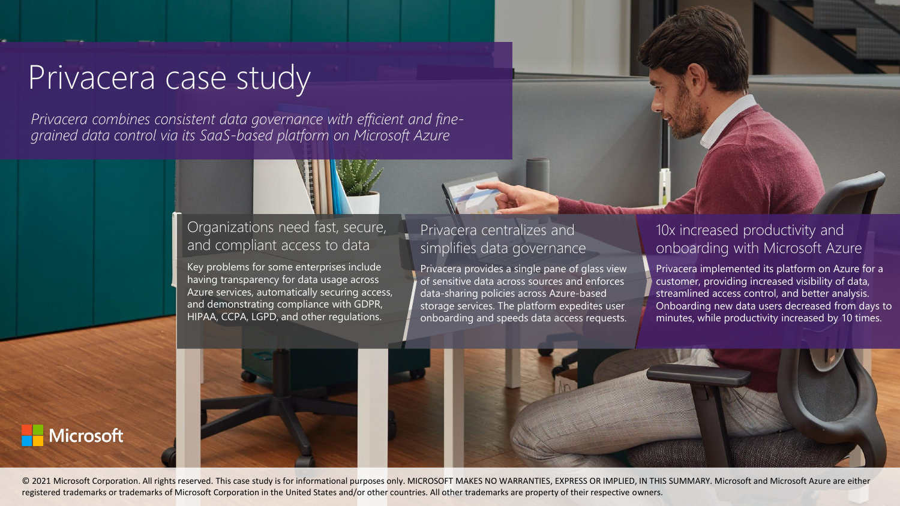# Privacera case study

*Privacera combines consistent data governance with efficient and fine-grained data control via its SaaS-based platform on Microsoft Azure*

## Organizations need fast, secure, and compliant access to data

Key problems for some enterprises include having transparency for data usage across Azure services, automatically securing access, and demonstrating compliance with GDPR, HIPAA, CCPA, LGPD, and other regulations.

## Privacera centralizes and simplifies data governance

Privacera provides a single pane of glass view of sensitive data across sources and enforces data-sharing policies across Azure-based storage services. The platform expedites user onboarding and speeds data access requests.

## 10x increased productivity and onboarding with Microsoft Azure

Privacera implemented its platform on Azure for a customer, providing increased visibility of data, streamlined access control, and better analysis. Onboarding new data users decreased from days to minutes, while productivity increased by 10 times.

Microsoft

© 2021 Microsoft Corporation. All rights reserved. This case study is for informational purposes only. MICROSOFT MAKES NO WARRANTIES, EXPRESS OR IMPLIED, IN THIS SUMMARY. Microsoft and Microsoft Azure are either registered trademarks or trademarks of Microsoft Corporation in the United States and/or other countries. All other trademarks are property of their respective owners.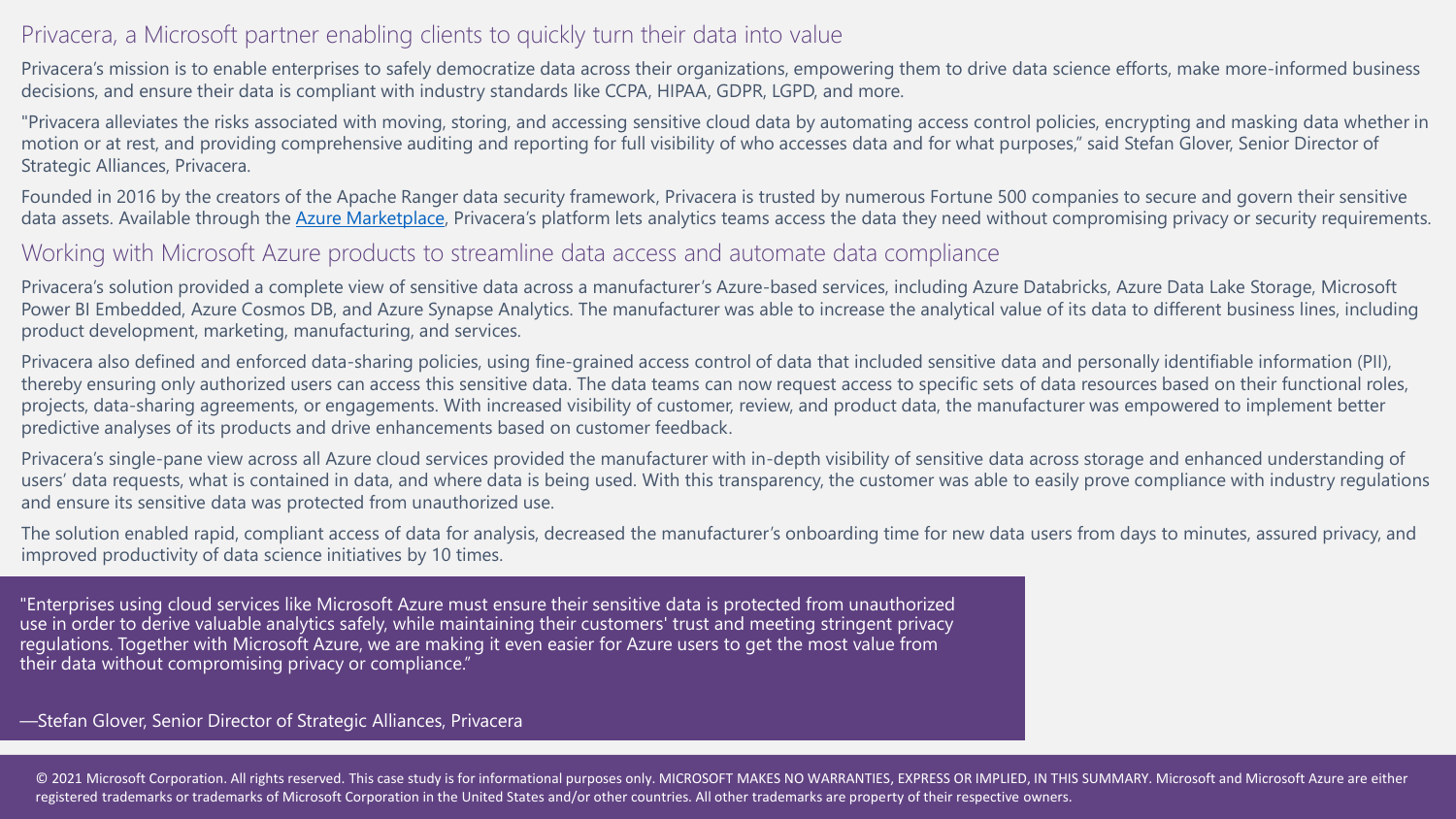## Privacera, a Microsoft partner enabling clients to quickly turn their data into value

Privacera's mission is to enable enterprises to safely democratize data across their organizations, empowering them to drive data science efforts, make more-informed business decisions, and ensure their data is compliant with industry standards like CCPA, HIPAA, GDPR, LGPD, and more.

"Privacera alleviates the risks associated with moving, storing, and accessing sensitive cloud data by automating access control policies, encrypting and masking data whether in motion or at rest, and providing comprehensive auditing and reporting for full visibility of who accesses data and for what purposes," said Stefan Glover, Senior Director of Strategic Alliances, Privacera.

Founded in 2016 by the creators of the Apache Ranger data security framework, Privacera is trusted by numerous Fortune 500 companies to secure and govern their sensitive data assets. Available through the Azure Marketplace, Privacera's platform lets analytics teams access the data they need without compromising privacy or security requirements.

## Working with Microsoft Azure products to streamline data access and automate data compliance

Privacera's solution provided a complete view of sensitive data across a manufacturer's Azure-based services, including Azure Databricks, Azure Data Lake Storage, Microsoft Power BI Embedded, Azure Cosmos DB, and Azure Synapse Analytics. The manufacturer was able to increase the analytical value of its data to different business lines, including product development, marketing, manufacturing, and services.

Privacera also defined and enforced data-sharing policies, using fine-grained access control of data that included sensitive data and personally identifiable information (PII), thereby ensuring only authorized users can access this sensitive data. The data teams can now request access to specific sets of data resources based on their functional roles, projects, data-sharing agreements, or engagements. With increased visibility of customer, review, and product data, the manufacturer was empowered to implement better predictive analyses of its products and drive enhancements based on customer feedback.

Privacera's single-pane view across all Azure cloud services provided the manufacturer with in-depth visibility of sensitive data across storage and enhanced understanding of users' data requests, what is contained in data, and where data is being used. With this transparency, the customer was able to easily prove compliance with industry regulations and ensure its sensitive data was protected from unauthorized use.

The solution enabled rapid, compliant access of data for analysis, decreased the manufacturer's onboarding time for new data users from days to minutes, assured privacy, and improved productivity of data science initiatives by 10 times.

> "Enterprises using cloud services like Microsoft Azure must ensure their sensitive data is protected from unauthorized use in order to derive valuable analytics safely, while maintaining their customers' trust and meeting stringent privacy regulations. Together with Microsoft Azure, we are making it even easier for Azure users to get the most value from their data without compromising privacy or compliance."
>
> —Stefan Glover, Senior Director of Strategic Alliances, Privacera

© 2021 Microsoft Corporation. All rights reserved. This case study is for informational purposes only. MICROSOFT MAKES NO WARRANTIES, EXPRESS OR IMPLIED, IN THIS SUMMARY. Microsoft and Microsoft Azure are either registered trademarks or trademarks of Microsoft Corporation in the United States and/or other countries. All other trademarks are property of their respective owners.